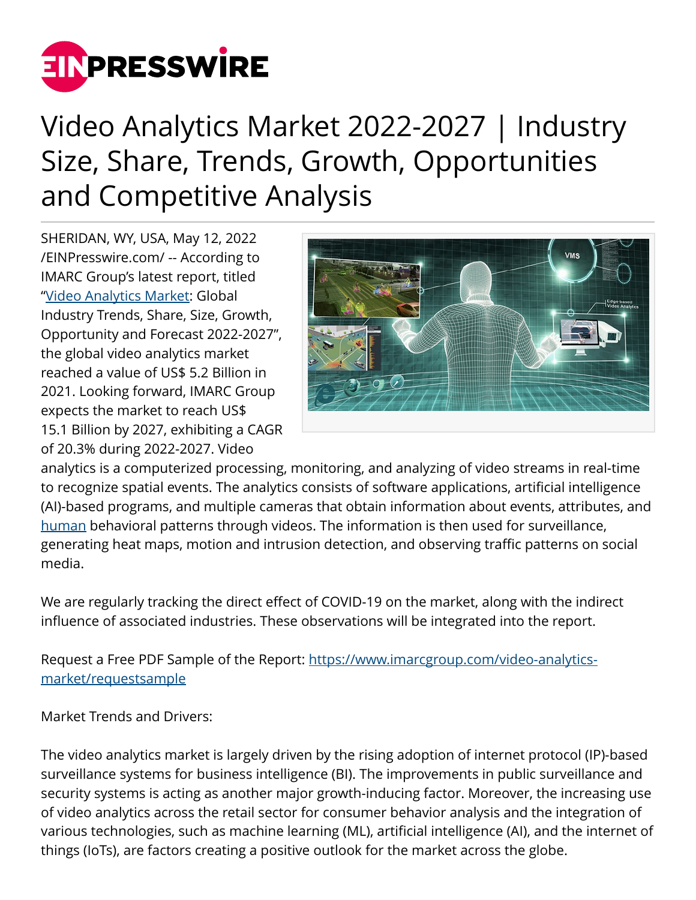# Video Analytics Market 2022-2027 | Industry Size, Share, Trends, Growth, Opportunities and Competitive Analysis

SHERIDAN, WY, USA, May 12, 2022 /EINPresswire.com/ -- According to IMARC Group's latest report, titled "Video Analytics Market: Global Industry Trends, Share, Size, Growth, Opportunity and Forecast 2022-2027", the global video analytics market reached a value of US$ 5.2 Billion in 2021. Looking forward, IMARC Group expects the market to reach US$ 15.1 Billion by 2027, exhibiting a CAGR of 20.3% during 2022-2027. Video analytics is a computerized processing, monitoring, and analyzing of video streams in real-time to recognize spatial events. The analytics consists of software applications, artificial intelligence (AI)-based programs, and multiple cameras that obtain information about events, attributes, and human behavioral patterns through videos. The information is then used for surveillance, generating heat maps, motion and intrusion detection, and observing traffic patterns on social media.

We are regularly tracking the direct effect of COVID-19 on the market, along with the indirect influence of associated industries. These observations will be integrated into the report.

Request a Free PDF Sample of the Report: https://www.imarcgroup.com/video-analytics-market/requestsample

Market Trends and Drivers:

The video analytics market is largely driven by the rising adoption of internet protocol (IP)-based surveillance systems for business intelligence (BI). The improvements in public surveillance and security systems is acting as another major growth-inducing factor. Moreover, the increasing use of video analytics across the retail sector for consumer behavior analysis and the integration of various technologies, such as machine learning (ML), artificial intelligence (AI), and the internet of things (IoTs), are factors creating a positive outlook for the market across the globe.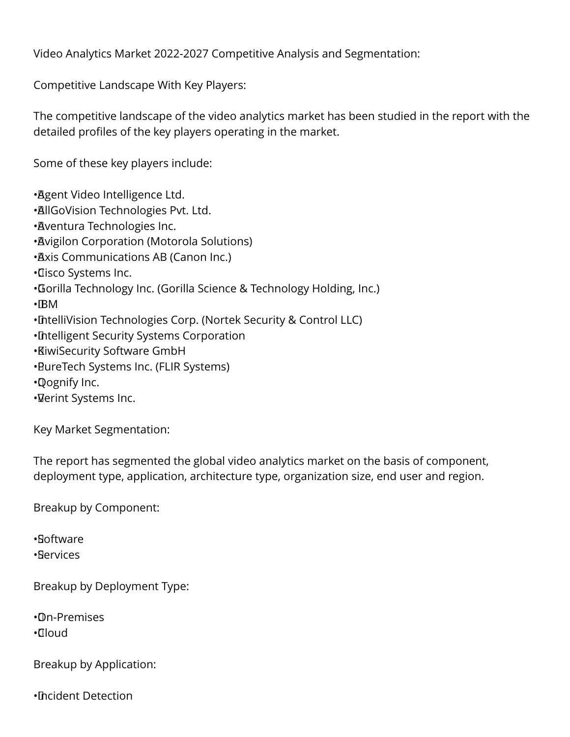Video Analytics Market 2022-2027 Competitive Analysis and Segmentation:

Competitive Landscape With Key Players:

The competitive landscape of the video analytics market has been studied in the report with the detailed profiles of the key players operating in the market.

Some of these key players include:

- Agent Video Intelligence Ltd.
- AllGoVision Technologies Pvt. Ltd.
- Aventura Technologies Inc.
- Avigilon Corporation (Motorola Solutions)
- Axis Communications AB (Canon Inc.)
- Cisco Systems Inc.
- Gorilla Technology Inc. (Gorilla Science & Technology Holding, Inc.)
- IBM
- IntelliVision Technologies Corp. (Nortek Security & Control LLC)
- Intelligent Security Systems Corporation
- KiwiSecurity Software GmbH
- PureTech Systems Inc. (FLIR Systems)
- Qognify Inc.
- Verint Systems Inc.

Key Market Segmentation:

The report has segmented the global video analytics market on the basis of component, deployment type, application, architecture type, organization size, end user and region.

Breakup by Component:

- Software
- Services

Breakup by Deployment Type:

- On-Premises
- Cloud

Breakup by Application:

- Incident Detection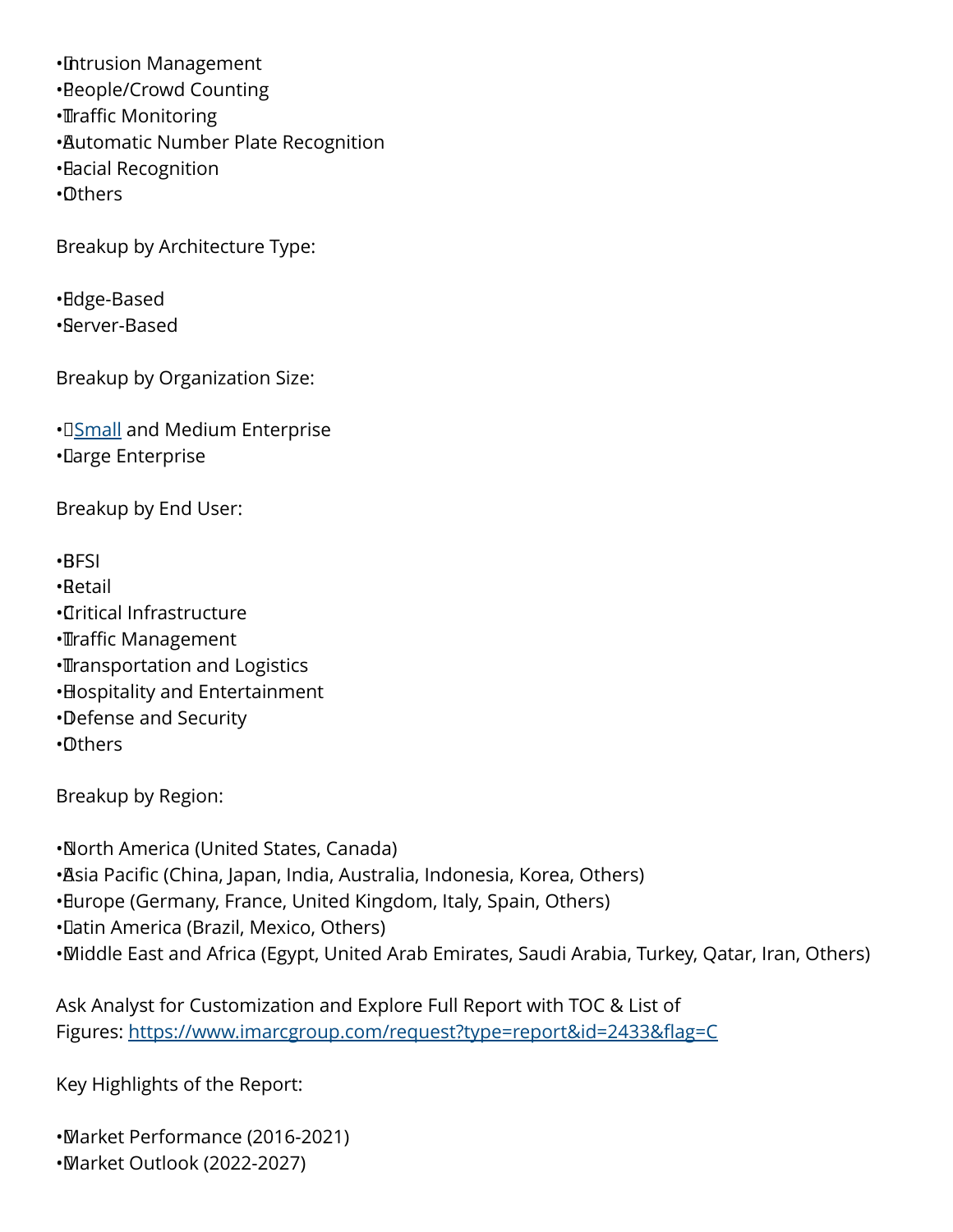- Intrusion Management
- People/Crowd Counting
- Traffic Monitoring
- Automatic Number Plate Recognition
- Facial Recognition
- Others

Breakup by Architecture Type:

- Edge-Based
- Server-Based

Breakup by Organization Size:

- Small and Medium Enterprise
- Large Enterprise

Breakup by End User:

- BFSI
- Retail
- Critical Infrastructure
- Traffic Management
- Transportation and Logistics
- Hospitality and Entertainment
- Defense and Security
- Others

Breakup by Region:

- North America (United States, Canada)
- Asia Pacific (China, Japan, India, Australia, Indonesia, Korea, Others)
- Europe (Germany, France, United Kingdom, Italy, Spain, Others)
- Latin America (Brazil, Mexico, Others)
- Middle East and Africa (Egypt, United Arab Emirates, Saudi Arabia, Turkey, Qatar, Iran, Others)

Ask Analyst for Customization and Explore Full Report with TOC & List of Figures: https://www.imarcgroup.com/request?type=report&id=2433&flag=C

Key Highlights of the Report:

- Market Performance (2016-2021)
- Market Outlook (2022-2027)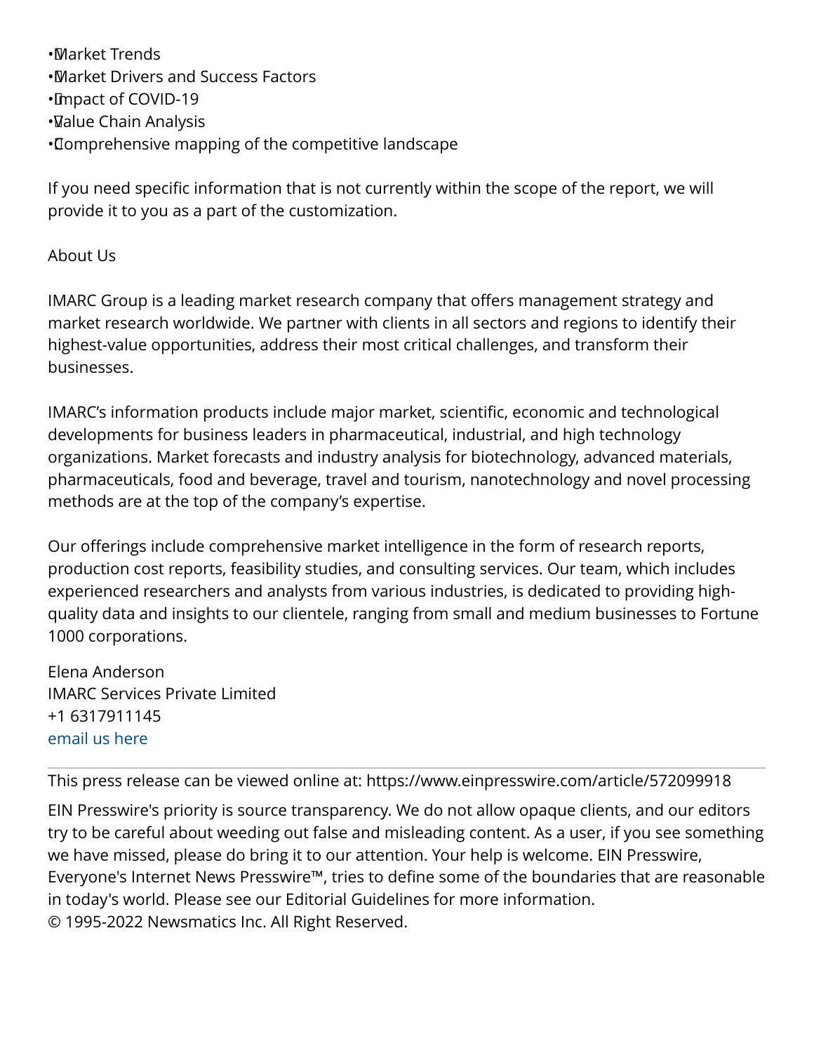- Market Trends
- Market Drivers and Success Factors
- Impact of COVID-19
- Value Chain Analysis
- Comprehensive mapping of the competitive landscape

If you need specific information that is not currently within the scope of the report, we will provide it to you as a part of the customization.

About Us

IMARC Group is a leading market research company that offers management strategy and market research worldwide. We partner with clients in all sectors and regions to identify their highest-value opportunities, address their most critical challenges, and transform their businesses.

IMARC's information products include major market, scientific, economic and technological developments for business leaders in pharmaceutical, industrial, and high technology organizations. Market forecasts and industry analysis for biotechnology, advanced materials, pharmaceuticals, food and beverage, travel and tourism, nanotechnology and novel processing methods are at the top of the company's expertise.

Our offerings include comprehensive market intelligence in the form of research reports, production cost reports, feasibility studies, and consulting services. Our team, which includes experienced researchers and analysts from various industries, is dedicated to providing high-quality data and insights to our clientele, ranging from small and medium businesses to Fortune 1000 corporations.

Elena Anderson
IMARC Services Private Limited
+1 6317911145
email us here

---

This press release can be viewed online at: https://www.einpresswire.com/article/572099918

EIN Presswire's priority is source transparency. We do not allow opaque clients, and our editors try to be careful about weeding out false and misleading content. As a user, if you see something we have missed, please do bring it to our attention. Your help is welcome. EIN Presswire, Everyone's Internet News Presswire™, tries to define some of the boundaries that are reasonable in today's world. Please see our Editorial Guidelines for more information.
© 1995-2022 Newsmatics Inc. All Right Reserved.